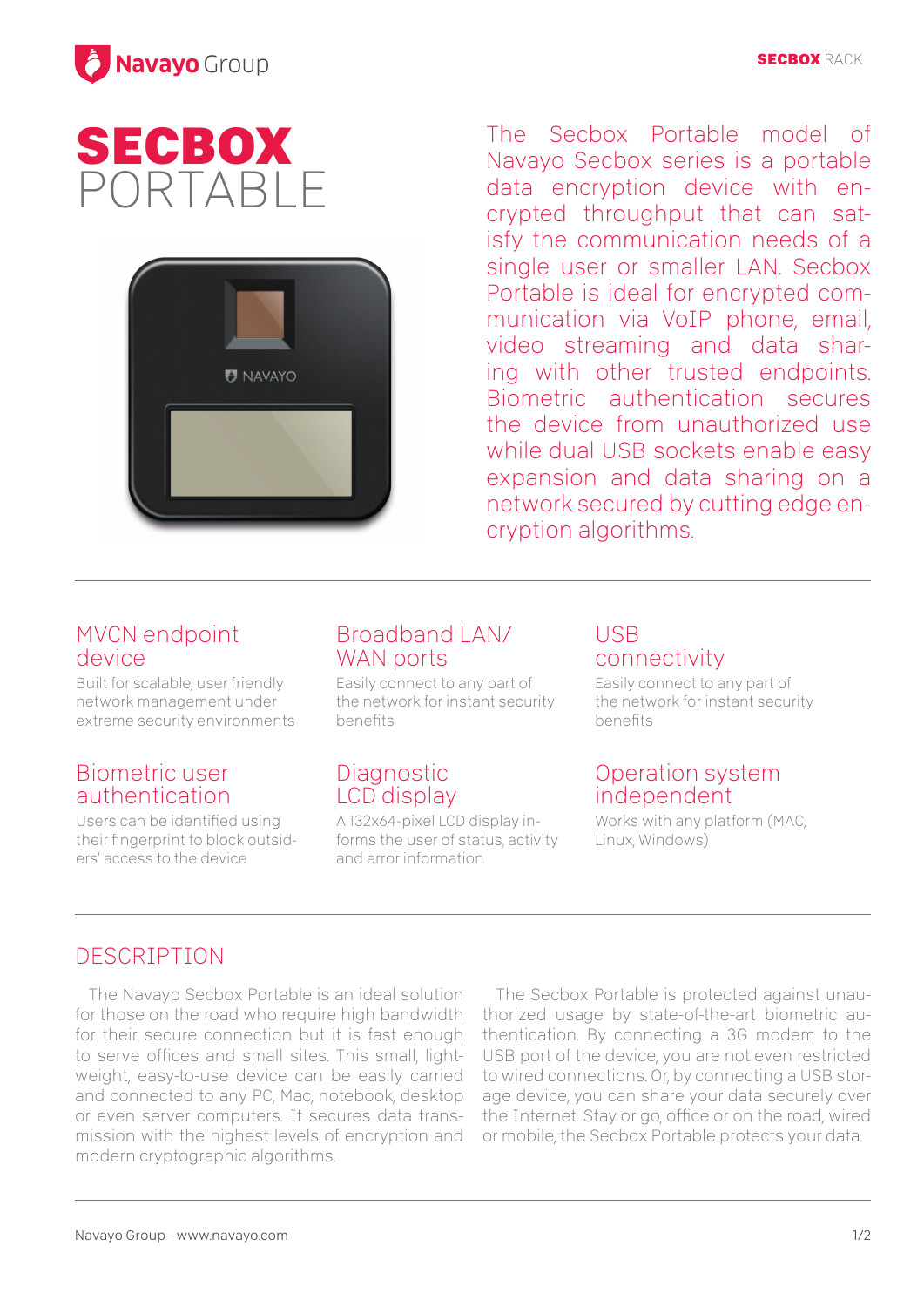# SECBOX PORTABLE

The Secbox Portable model of Navayo Secbox series is a portable data encryption device with encrypted throughput that can satisfy the communication needs of a single user or smaller LAN. Secbox Portable is ideal for encrypted communication via VoIP phone, email, video streaming and data sharing with other trusted endpoints. Biometric authentication secures the device from unauthorized use while dual USB sockets enable easy expansion and data sharing on a network secured by cutting edge encryption algorithms.

### MVCN endpoint device

Built for scalable, user friendly network management under extreme security environments

### Broadband LAN/ WAN ports

Easily connect to any part of the network for instant security benefits

### USB connectivity

Easily connect to any part of the network for instant security benefits

### Biometric user authentication

Users can be identified using their fingerprint to block outsiders' access to the device

### Diagnostic LCD display

A 132x64-pixel LCD display informs the user of status, activity and error information

### Operation system independent

Works with any platform (MAC, Linux, Windows)

## DESCRIPTION

The Navayo Secbox Portable is an ideal solution for those on the road who require high bandwidth for their secure connection but it is fast enough to serve offices and small sites. This small, lightweight, easy-to-use device can be easily carried and connected to any PC, Mac, notebook, desktop or even server computers. It secures data transmission with the highest levels of encryption and modern cryptographic algorithms.

The Secbox Portable is protected against unauthorized usage by state-of-the-art biometric authentication. By connecting a 3G modem to the USB port of the device, you are not even restricted to wired connections. Or, by connecting a USB storage device, you can share your data securely over the Internet. Stay or go, office or on the road, wired or mobile, the Secbox Portable protects your data.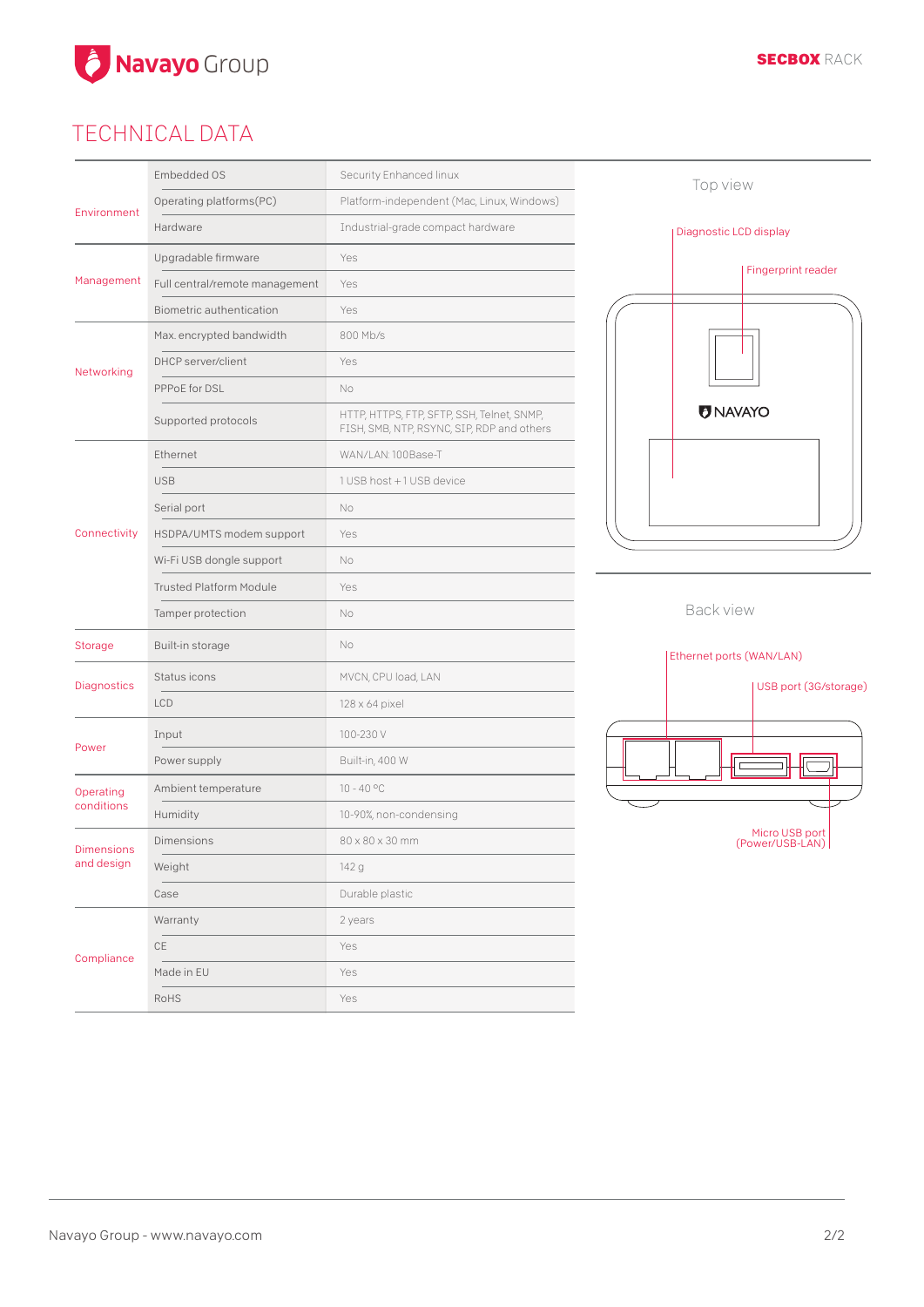# TECHNICAL DATA

| | | |
|---|---|---|
| Environment | Embedded OS | Security Enhanced linux |
| | Operating platforms(PC) | Platform-independent (Mac, Linux, Windows) |
| | Hardware | Industrial-grade compact hardware |
| Management | Upgradable firmware | Yes |
| | Full central/remote management | Yes |
| | Biometric authentication | Yes |
| Networking | Max. encrypted bandwidth | 800 Mb/s |
| | DHCP server/client | Yes |
| | PPPoE for DSL | No |
| | Supported protocols | HTTP, HTTPS, FTP, SFTP, SSH, Telnet, SNMP, FISH, SMB, NTP, RSYNC, SIP, RDP and others |
| Connectivity | Ethernet | WAN/LAN: 100Base-T |
| | USB | 1 USB host + 1 USB device |
| | Serial port | No |
| | HSDPA/UMTS modem support | Yes |
| | Wi-Fi USB dongle support | No |
| | Trusted Platform Module | Yes |
| | Tamper protection | No |
| Storage | Built-in storage | No |
| Diagnostics | Status icons | MVCN, CPU load, LAN |
| | LCD | 128 x 64 pixel |
| Power | Input | 100-230 V |
| | Power supply | Built-in, 400 W |
| Operating conditions | Ambient temperature | 10 - 40 °C |
| | Humidity | 10-90%, non-condensing |
| Dimensions and design | Dimensions | 80 x 80 x 30 mm |
| | Weight | 142 g |
| | Case | Durable plastic |
| Compliance | Warranty | 2 years |
| | CE | Yes |
| | Made in EU | Yes |
| | RoHS | Yes |

Top view

Diagnostic LCD display

Fingerprint reader

NAVAYO

Back view

Ethernet ports (WAN/LAN)

USB port (3G/storage)

Micro USB port (Power/USB-LAN)